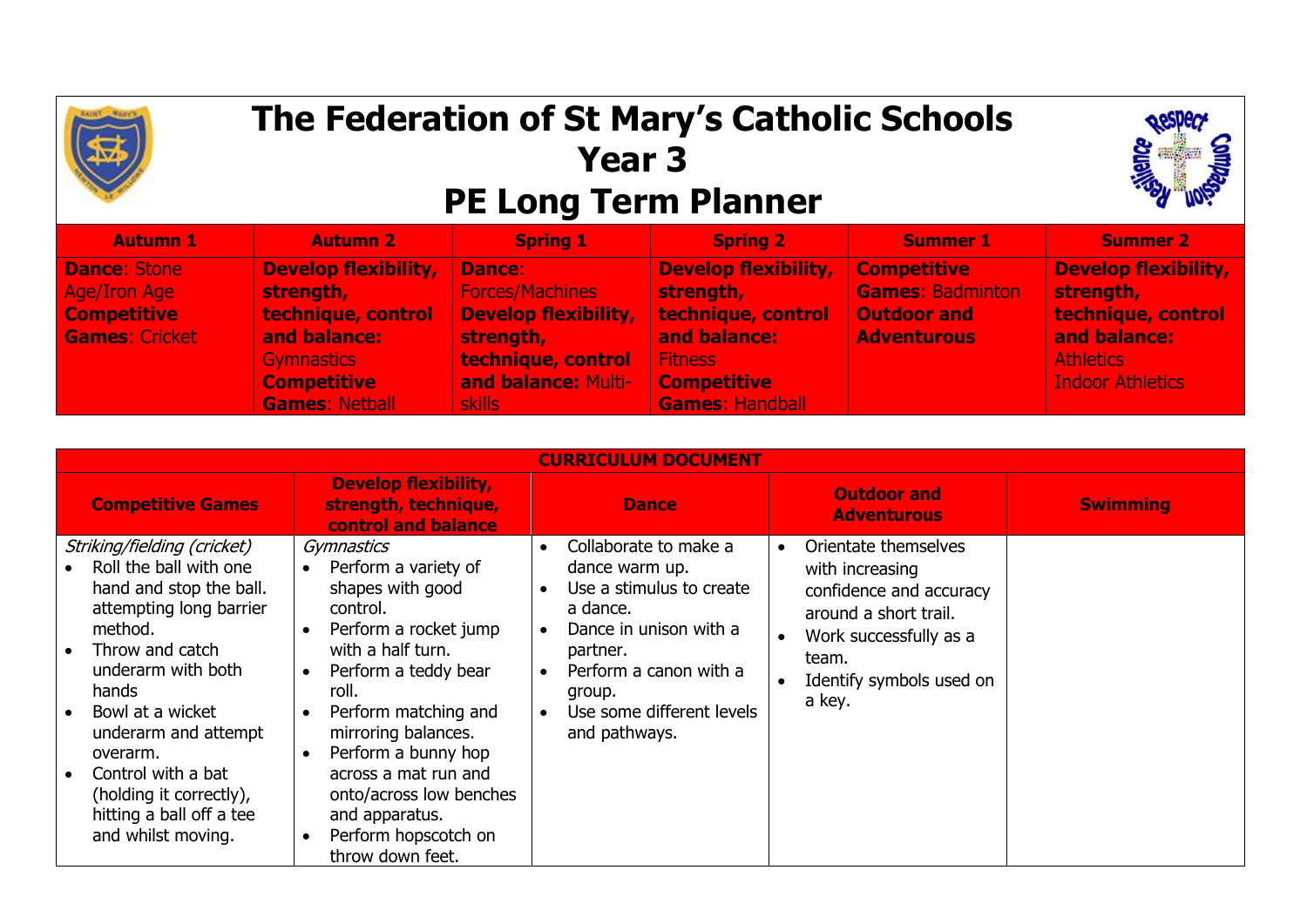# The Federation of St Mary's Catholic Schools
# Year 3
# PE Long Term Planner

| Autumn 1 | Autumn 2 | Spring 1 | Spring 2 | Summer 1 | Summer 2 |
|---|---|---|---|---|---|
| **Dance**: Stone Age/Iron Age<br>**Competitive Games**: Cricket | **Develop flexibility, strength, technique, control and balance:** Gymnastics<br>**Competitive Games**: Netball | **Dance**: Forces/Machines<br>**Develop flexibility, strength, technique, control and balance:** Multi-skills | **Develop flexibility, strength, technique, control and balance:** Fitness<br>**Competitive Games**: Handball | **Competitive Games**: Badminton<br>**Outdoor and Adventurous** | **Develop flexibility, strength, technique, control and balance:** Athletics<br>Indoor Athletics |

| CURRICULUM DOCUMENT | | | | |
|---|---|---|---|---|
| **Competitive Games** | **Develop flexibility, strength, technique, control and balance** | **Dance** | **Outdoor and Adventurous** | **Swimming** |
| *Striking/fielding (cricket)*<br>• Roll the ball with one hand and stop the ball. attempting long barrier method.<br>• Throw and catch underarm with both hands<br>• Bowl at a wicket underarm and attempt overarm.<br>• Control with a bat (holding it correctly), hitting a ball off a tee and whilst moving. | *Gymnastics*<br>• Perform a variety of shapes with good control.<br>• Perform a rocket jump with a half turn.<br>• Perform a teddy bear roll.<br>• Perform matching and mirroring balances.<br>• Perform a bunny hop across a mat run and onto/across low benches and apparatus.<br>• Perform hopscotch on throw down feet. | • Collaborate to make a dance warm up.<br>• Use a stimulus to create a dance.<br>• Dance in unison with a partner.<br>• Perform a canon with a group.<br>• Use some different levels and pathways. | • Orientate themselves with increasing confidence and accuracy around a short trail.<br>• Work successfully as a team.<br>• Identify symbols used on a key. | |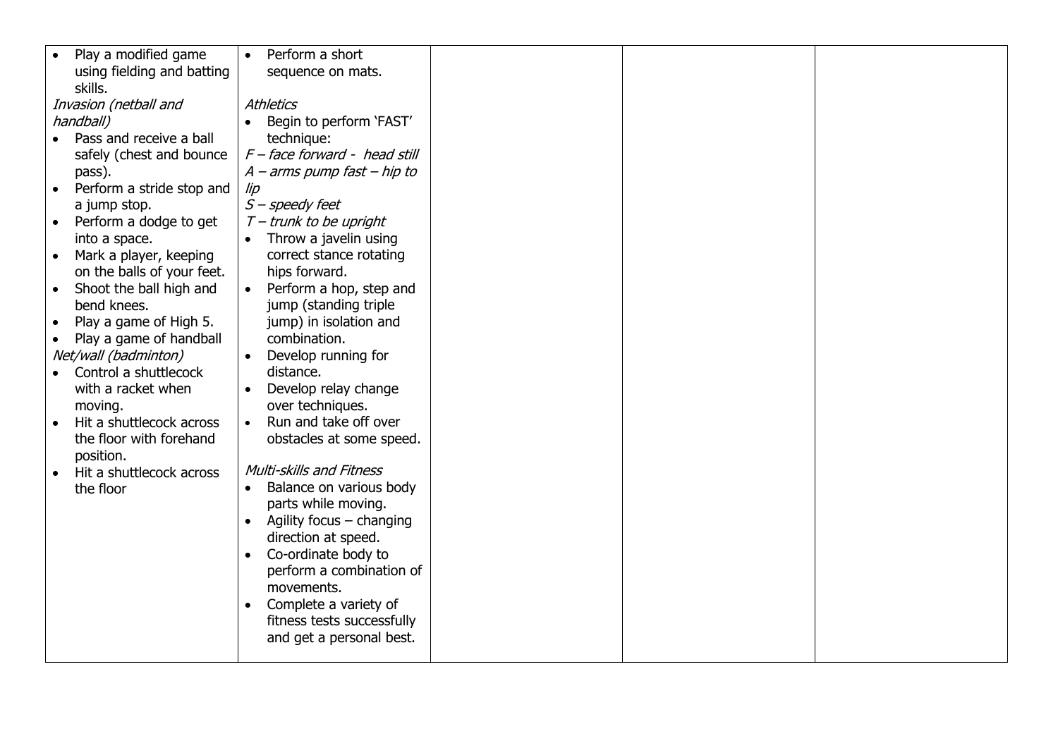| | | | | |
|---|---|---|---|---|
| • Play a modified game using fielding and batting skills.<br>*Invasion (netball and handball)*<br>• Pass and receive a ball safely (chest and bounce pass).<br>• Perform a stride stop and a jump stop.<br>• Perform a dodge to get into a space.<br>• Mark a player, keeping on the balls of your feet.<br>• Shoot the ball high and bend knees.<br>• Play a game of High 5.<br>• Play a game of handball<br>*Net/wall (badminton)*<br>• Control a shuttlecock with a racket when moving.<br>• Hit a shuttlecock across the floor with forehand position.<br>• Hit a shuttlecock across the floor | • Perform a short sequence on mats.<br><br>*Athletics*<br>• Begin to perform 'FAST' technique:<br>*F – face forward - head still*<br>*A – arms pump fast – hip to lip*<br>*S – speedy feet*<br>*T – trunk to be upright*<br>• Throw a javelin using correct stance rotating hips forward.<br>• Perform a hop, step and jump (standing triple jump) in isolation and combination.<br>• Develop running for distance.<br>• Develop relay change over techniques.<br>• Run and take off over obstacles at some speed.<br><br>*Multi-skills and Fitness*<br>• Balance on various body parts while moving.<br>• Agility focus – changing direction at speed.<br>• Co-ordinate body to perform a combination of movements.<br>• Complete a variety of fitness tests successfully and get a personal best. | | | |